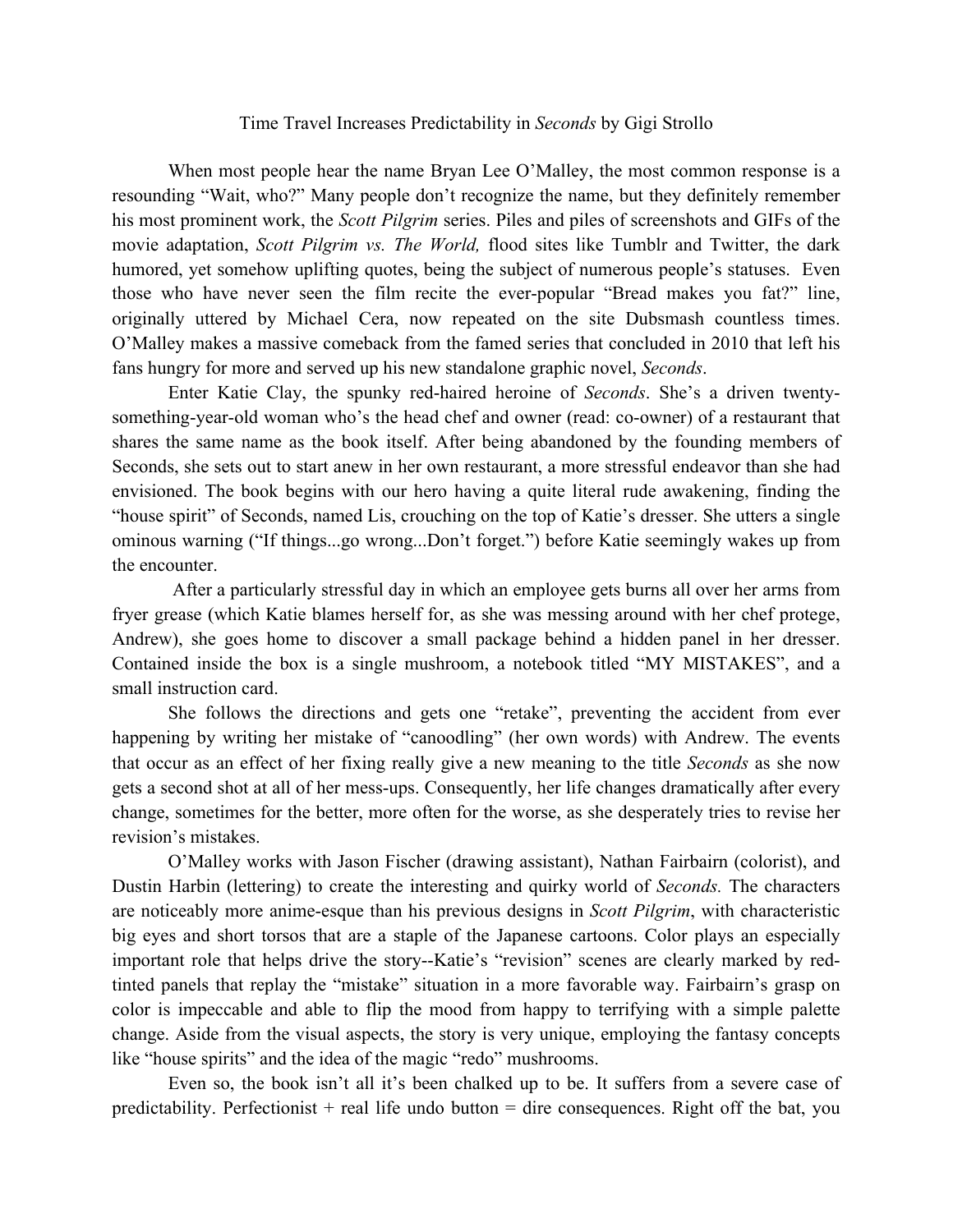# Time Travel Increases Predictability in *Seconds* by Gigi Strollo

When most people hear the name Bryan Lee O'Malley, the most common response is a resounding "Wait, who?" Many people don't recognize the name, but they definitely remember his most prominent work, the *Scott Pilgrim* series. Piles and piles of screenshots and GIFs of the movie adaptation, *Scott Pilgrim vs. The World,* flood sites like Tumblr and Twitter, the dark humored, yet somehow uplifting quotes, being the subject of numerous people's statuses. Even those who have never seen the film recite the ever-popular "Bread makes you fat?" line, originally uttered by Michael Cera, now repeated on the site Dubsmash countless times. O'Malley makes a massive comeback from the famed series that concluded in 2010 that left his fans hungry for more and served up his new standalone graphic novel, *Seconds*.

Enter Katie Clay, the spunky red-haired heroine of *Seconds*. She's a driven twenty-something-year-old woman who's the head chef and owner (read: co-owner) of a restaurant that shares the same name as the book itself. After being abandoned by the founding members of Seconds, she sets out to start anew in her own restaurant, a more stressful endeavor than she had envisioned. The book begins with our hero having a quite literal rude awakening, finding the "house spirit" of Seconds, named Lis, crouching on the top of Katie's dresser. She utters a single ominous warning ("If things...go wrong...Don't forget.") before Katie seemingly wakes up from the encounter.

After a particularly stressful day in which an employee gets burns all over her arms from fryer grease (which Katie blames herself for, as she was messing around with her chef protege, Andrew), she goes home to discover a small package behind a hidden panel in her dresser. Contained inside the box is a single mushroom, a notebook titled "MY MISTAKES", and a small instruction card.

She follows the directions and gets one "retake", preventing the accident from ever happening by writing her mistake of "canoodling" (her own words) with Andrew. The events that occur as an effect of her fixing really give a new meaning to the title *Seconds* as she now gets a second shot at all of her mess-ups. Consequently, her life changes dramatically after every change, sometimes for the better, more often for the worse, as she desperately tries to revise her revision's mistakes.

O'Malley works with Jason Fischer (drawing assistant), Nathan Fairbairn (colorist), and Dustin Harbin (lettering) to create the interesting and quirky world of *Seconds.* The characters are noticeably more anime-esque than his previous designs in *Scott Pilgrim*, with characteristic big eyes and short torsos that are a staple of the Japanese cartoons. Color plays an especially important role that helps drive the story--Katie's "revision" scenes are clearly marked by red-tinted panels that replay the "mistake" situation in a more favorable way. Fairbairn's grasp on color is impeccable and able to flip the mood from happy to terrifying with a simple palette change. Aside from the visual aspects, the story is very unique, employing the fantasy concepts like "house spirits" and the idea of the magic "redo" mushrooms.

Even so, the book isn't all it's been chalked up to be. It suffers from a severe case of predictability. Perfectionist + real life undo button = dire consequences. Right off the bat, you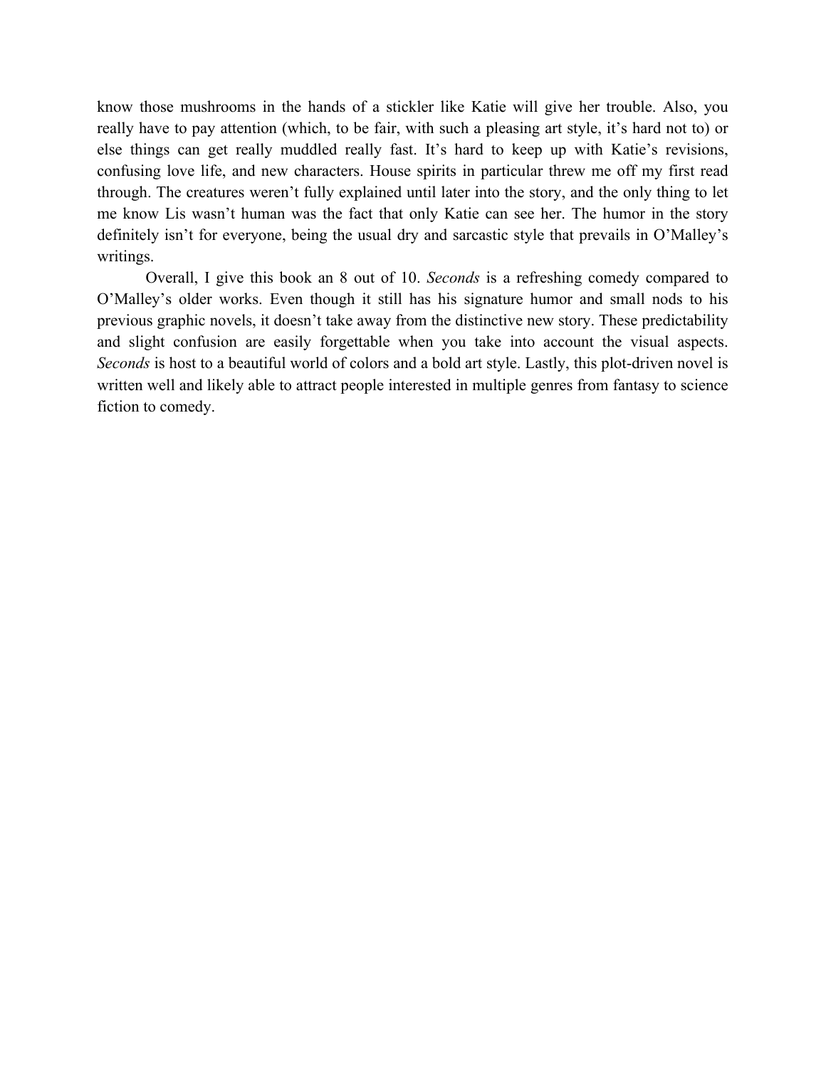know those mushrooms in the hands of a stickler like Katie will give her trouble. Also, you really have to pay attention (which, to be fair, with such a pleasing art style, it's hard not to) or else things can get really muddled really fast. It's hard to keep up with Katie's revisions, confusing love life, and new characters. House spirits in particular threw me off my first read through. The creatures weren't fully explained until later into the story, and the only thing to let me know Lis wasn't human was the fact that only Katie can see her. The humor in the story definitely isn't for everyone, being the usual dry and sarcastic style that prevails in O'Malley's writings.

Overall, I give this book an 8 out of 10. *Seconds* is a refreshing comedy compared to O'Malley's older works. Even though it still has his signature humor and small nods to his previous graphic novels, it doesn't take away from the distinctive new story. These predictability and slight confusion are easily forgettable when you take into account the visual aspects. *Seconds* is host to a beautiful world of colors and a bold art style. Lastly, this plot-driven novel is written well and likely able to attract people interested in multiple genres from fantasy to science fiction to comedy.